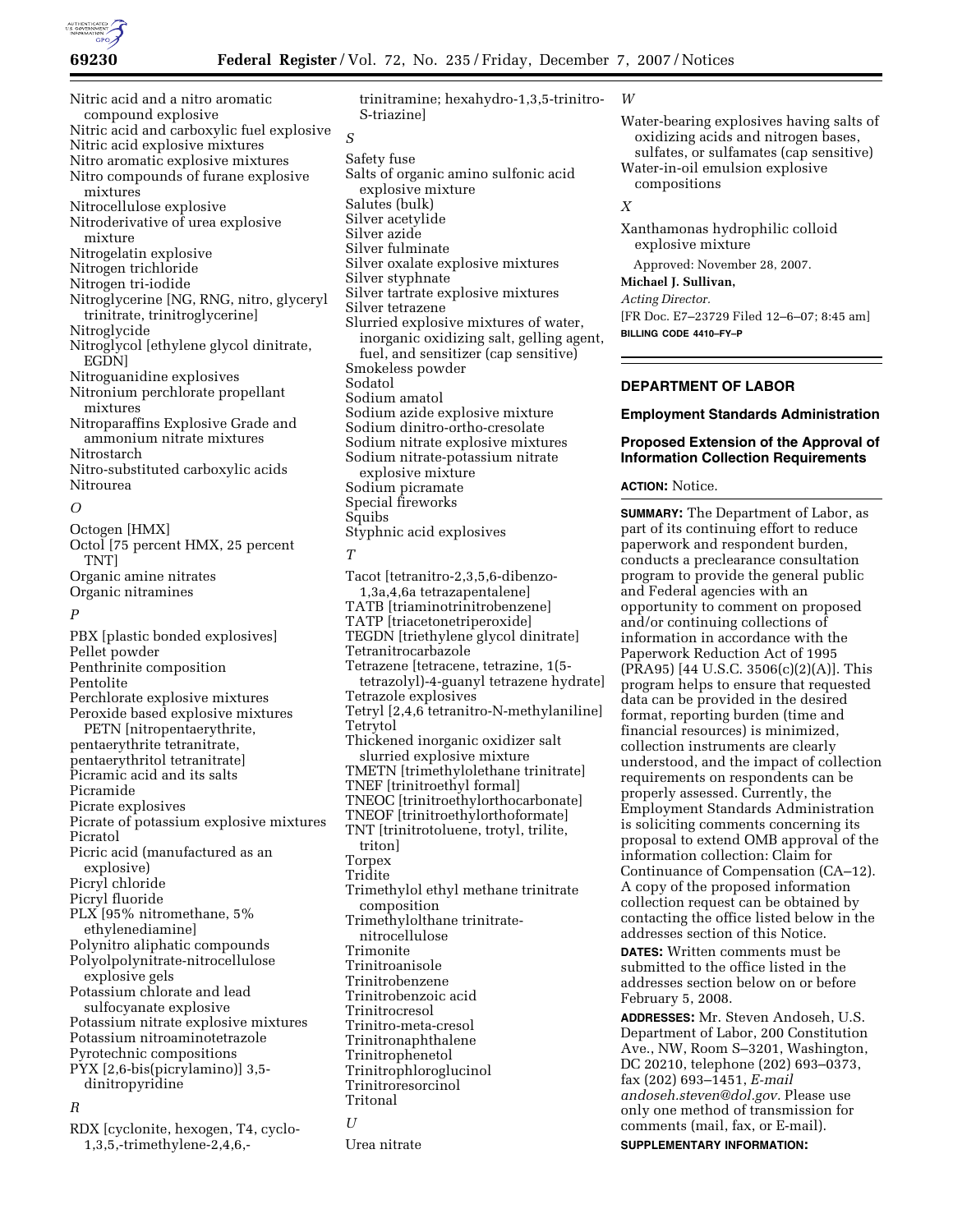Nitric acid and a nitro aromatic compound explosive
Nitric acid and carboxylic fuel explosive
Nitric acid explosive mixtures
Nitro aromatic explosive mixtures
Nitro compounds of furane explosive mixtures
Nitrocellulose explosive
Nitroderivative of urea explosive mixture
Nitrogelatin explosive
Nitrogen trichloride
Nitrogen tri-iodide
Nitroglycerine [NG, RNG, nitro, glyceryl trinitrate, trinitroglycerine]
Nitroglycide
Nitroglycol [ethylene glycol dinitrate, EGDN]
Nitroguanidine explosives
Nitronium perchlorate propellant mixtures
Nitroparaffins Explosive Grade and ammonium nitrate mixtures
Nitrostarch
Nitro-substituted carboxylic acids
Nitrourea

*O*

Octogen [HMX]
Octol [75 percent HMX, 25 percent TNT]
Organic amine nitrates
Organic nitramines

*P*

PBX [plastic bonded explosives]
Pellet powder
Penthrinite composition
Pentolite
Perchlorate explosive mixtures
Peroxide based explosive mixtures
PETN [nitropentaerythrite, pentaerythrite tetranitrate, pentaerythritol tetranitrate]
Picramic acid and its salts
Picramide
Picrate explosives
Picrate of potassium explosive mixtures
Picratol
Picric acid (manufactured as an explosive)
Picryl chloride
Picryl fluoride
PLX [95% nitromethane, 5% ethylenediamine]
Polynitro aliphatic compounds
Polyolpolynitrate-nitrocellulose explosive gels
Potassium chlorate and lead sulfocyanate explosive
Potassium nitrate explosive mixtures
Potassium nitroaminotetrazole
Pyrotechnic compositions
PYX [2,6-bis(picrylamino)] 3,5-dinitropyridine

*R*

RDX [cyclonite, hexogen, T4, cyclo-1,3,5,-trimethylene-2,4,6,-trinitramine; hexahydro-1,3,5-trinitro-S-triazine]

*S*

Safety fuse
Salts of organic amino sulfonic acid explosive mixture
Salutes (bulk)
Silver acetylide
Silver azide
Silver fulminate
Silver oxalate explosive mixtures
Silver styphnate
Silver tartrate explosive mixtures
Silver tetrazene
Slurried explosive mixtures of water, inorganic oxidizing salt, gelling agent, fuel, and sensitizer (cap sensitive)
Smokeless powder
Sodatol
Sodium amatol
Sodium azide explosive mixture
Sodium dinitro-ortho-cresolate
Sodium nitrate explosive mixtures
Sodium nitrate-potassium nitrate explosive mixture
Sodium picramate
Special fireworks
Squibs
Styphnic acid explosives

*T*

Tacot [tetranitro-2,3,5,6-dibenzo-1,3a,4,6a tetrazapentalene]
TATB [triaminotrinitrobenzene]
TATP [triacetonetriperoxide]
TEGDN [triethylene glycol dinitrate]
Tetranitrocarbazole
Tetrazene [tetracene, tetrazine, 1(5-tetrazolyl)-4-guanyl tetrazene hydrate]
Tetrazole explosives
Tetryl [2,4,6 tetranitro-N-methylaniline]
Tetrytol
Thickened inorganic oxidizer salt slurried explosive mixture
TMETN [trimethylolethane trinitrate]
TNEF [trinitroethyl formal]
TNEOC [trinitroethylorthocarbonate]
TNEOF [trinitroethylorthoformate]
TNT [trinitrotoluene, trotyl, trilite, triton]
Torpex
Tridite
Trimethylol ethyl methane trinitrate composition
Trimethylolthane trinitrate-nitrocellulose
Trimonite
Trinitroanisole
Trinitrobenzene
Trinitrobenzoic acid
Trinitrocresol
Trinitro-meta-cresol
Trinitronaphthalene
Trinitrophenetol
Trinitrophloroglucinol
Trinitroresorcinol
Tritonal

*U*

Urea nitrate

*W*

Water-bearing explosives having salts of oxidizing acids and nitrogen bases, sulfates, or sulfamates (cap sensitive)
Water-in-oil emulsion explosive compositions

*X*

Xanthamonas hydrophilic colloid explosive mixture

Approved: November 28, 2007.

**Michael J. Sullivan,**

*Acting Director.*

[FR Doc. E7–23729 Filed 12–6–07; 8:45 am]

**BILLING CODE 4410–FY–P**

---

## DEPARTMENT OF LABOR

### Employment Standards Administration

### Proposed Extension of the Approval of Information Collection Requirements

**ACTION:** Notice.

**SUMMARY:** The Department of Labor, as part of its continuing effort to reduce paperwork and respondent burden, conducts a preclearance consultation program to provide the general public and Federal agencies with an opportunity to comment on proposed and/or continuing collections of information in accordance with the Paperwork Reduction Act of 1995 (PRA95) [44 U.S.C. 3506(c)(2)(A)]. This program helps to ensure that requested data can be provided in the desired format, reporting burden (time and financial resources) is minimized, collection instruments are clearly understood, and the impact of collection requirements on respondents can be properly assessed. Currently, the Employment Standards Administration is soliciting comments concerning its proposal to extend OMB approval of the information collection: Claim for Continuance of Compensation (CA–12). A copy of the proposed information collection request can be obtained by contacting the office listed below in the addresses section of this Notice.

**DATES:** Written comments must be submitted to the office listed in the addresses section below on or before February 5, 2008.

**ADDRESSES:** Mr. Steven Andoseh, U.S. Department of Labor, 200 Constitution Ave., NW, Room S–3201, Washington, DC 20210, telephone (202) 693–0373, fax (202) 693–1451, *E-mail andoseh.steven@dol.gov.* Please use only one method of transmission for comments (mail, fax, or E-mail).

**SUPPLEMENTARY INFORMATION:**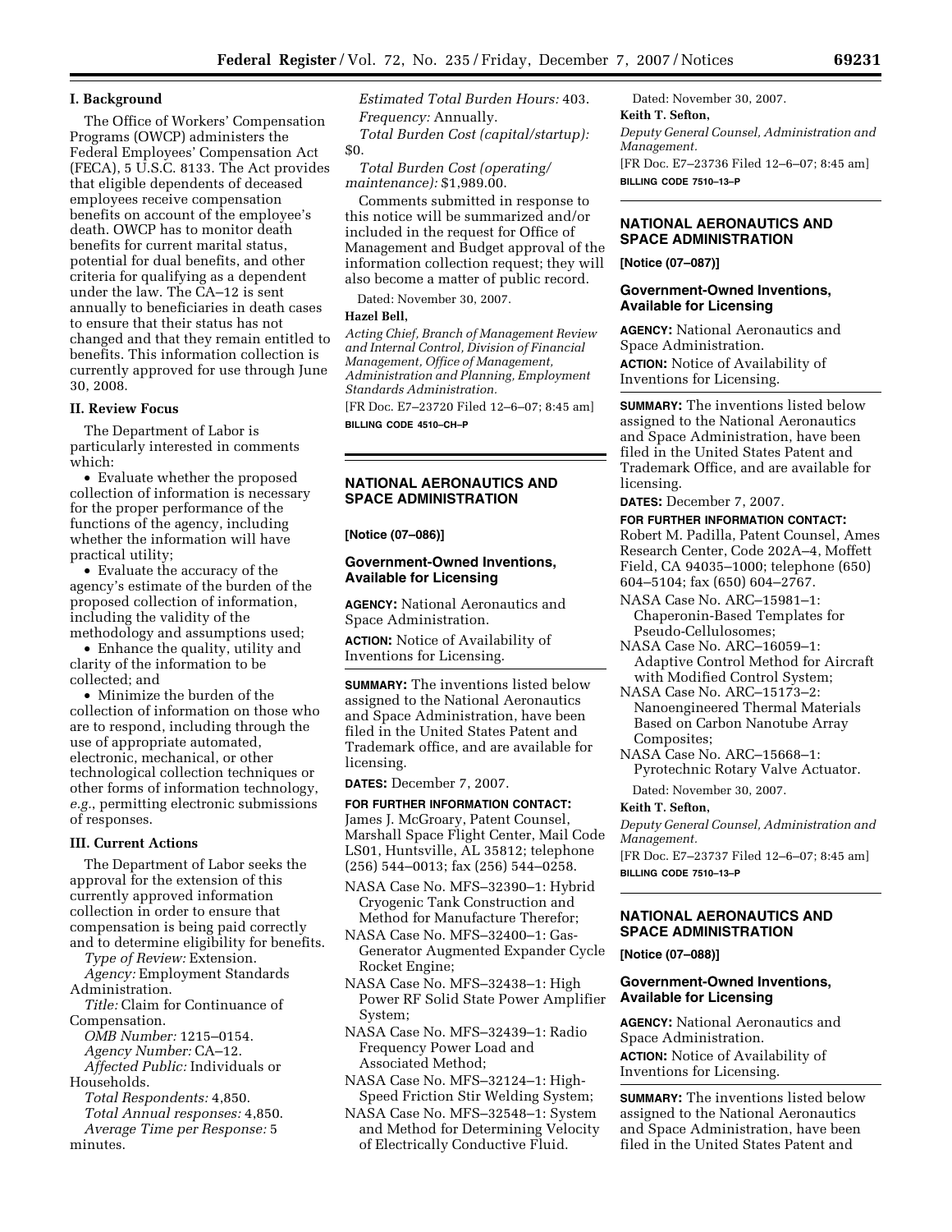## I. Background

The Office of Workers' Compensation Programs (OWCP) administers the Federal Employees' Compensation Act (FECA), 5 U.S.C. 8133. The Act provides that eligible dependents of deceased employees receive compensation benefits on account of the employee's death. OWCP has to monitor death benefits for current marital status, potential for dual benefits, and other criteria for qualifying as a dependent under the law. The CA–12 is sent annually to beneficiaries in death cases to ensure that their status has not changed and that they remain entitled to benefits. This information collection is currently approved for use through June 30, 2008.

## II. Review Focus

The Department of Labor is particularly interested in comments which:

- Evaluate whether the proposed collection of information is necessary for the proper performance of the functions of the agency, including whether the information will have practical utility;
- Evaluate the accuracy of the agency's estimate of the burden of the proposed collection of information, including the validity of the methodology and assumptions used;
- Enhance the quality, utility and clarity of the information to be collected; and
- Minimize the burden of the collection of information on those who are to respond, including through the use of appropriate automated, electronic, mechanical, or other technological collection techniques or other forms of information technology, *e.g.*, permitting electronic submissions of responses.

## III. Current Actions

The Department of Labor seeks the approval for the extension of this currently approved information collection in order to ensure that compensation is being paid correctly and to determine eligibility for benefits.

*Type of Review:* Extension.

*Agency:* Employment Standards Administration.

*Title:* Claim for Continuance of Compensation.

*OMB Number:* 1215–0154.

*Agency Number:* CA–12.

*Affected Public:* Individuals or Households.

*Total Respondents:* 4,850.

*Total Annual responses:* 4,850.

*Average Time per Response:* 5 minutes.

*Estimated Total Burden Hours:* 403.

*Frequency:* Annually.

*Total Burden Cost (capital/startup):* $0.

*Total Burden Cost (operating/maintenance):* $1,989.00.

Comments submitted in response to this notice will be summarized and/or included in the request for Office of Management and Budget approval of the information collection request; they will also become a matter of public record.

Dated: November 30, 2007.

**Hazel Bell,**

*Acting Chief, Branch of Management Review and Internal Control, Division of Financial Management, Office of Management, Administration and Planning, Employment Standards Administration.*

[FR Doc. E7–23720 Filed 12–6–07; 8:45 am]

**BILLING CODE 4510–CH–P**

---

## NATIONAL AERONAUTICS AND SPACE ADMINISTRATION

**[Notice (07–086)]**

### Government-Owned Inventions, Available for Licensing

**AGENCY:** National Aeronautics and Space Administration.

**ACTION:** Notice of Availability of Inventions for Licensing.

**SUMMARY:** The inventions listed below assigned to the National Aeronautics and Space Administration, have been filed in the United States Patent and Trademark office, and are available for licensing.

**DATES:** December 7, 2007.

**FOR FURTHER INFORMATION CONTACT:** James J. McGroary, Patent Counsel, Marshall Space Flight Center, Mail Code LS01, Huntsville, AL 35812; telephone (256) 544–0013; fax (256) 544–0258.

NASA Case No. MFS–32390–1: Hybrid Cryogenic Tank Construction and Method for Manufacture Therefor;

NASA Case No. MFS–32400–1: Gas-Generator Augmented Expander Cycle Rocket Engine;

NASA Case No. MFS–32438–1: High Power RF Solid State Power Amplifier System;

NASA Case No. MFS–32439–1: Radio Frequency Power Load and Associated Method;

NASA Case No. MFS–32124–1: High-Speed Friction Stir Welding System;

NASA Case No. MFS–32548–1: System and Method for Determining Velocity of Electrically Conductive Fluid.

Dated: November 30, 2007.

**Keith T. Sefton,**

*Deputy General Counsel, Administration and Management.*

[FR Doc. E7–23736 Filed 12–6–07; 8:45 am]

**BILLING CODE 7510–13–P**

---

## NATIONAL AERONAUTICS AND SPACE ADMINISTRATION

**[Notice (07–087)]**

### Government-Owned Inventions, Available for Licensing

**AGENCY:** National Aeronautics and Space Administration.

**ACTION:** Notice of Availability of Inventions for Licensing.

**SUMMARY:** The inventions listed below assigned to the National Aeronautics and Space Administration, have been filed in the United States Patent and Trademark Office, and are available for licensing.

**DATES:** December 7, 2007.

**FOR FURTHER INFORMATION CONTACT:** Robert M. Padilla, Patent Counsel, Ames Research Center, Code 202A–4, Moffett Field, CA 94035–1000; telephone (650) 604–5104; fax (650) 604–2767.

NASA Case No. ARC–15981–1: Chaperonin-Based Templates for Pseudo-Cellulosomes;

NASA Case No. ARC–16059–1: Adaptive Control Method for Aircraft with Modified Control System;

NASA Case No. ARC–15173–2: Nanoengineered Thermal Materials Based on Carbon Nanotube Array Composites;

NASA Case No. ARC–15668–1: Pyrotechnic Rotary Valve Actuator.

Dated: November 30, 2007.

**Keith T. Sefton,**

*Deputy General Counsel, Administration and Management.*

[FR Doc. E7–23737 Filed 12–6–07; 8:45 am]

**BILLING CODE 7510–13–P**

---

## NATIONAL AERONAUTICS AND SPACE ADMINISTRATION

**[Notice (07–088)]**

### Government-Owned Inventions, Available for Licensing

**AGENCY:** National Aeronautics and Space Administration.

**ACTION:** Notice of Availability of Inventions for Licensing.

**SUMMARY:** The inventions listed below assigned to the National Aeronautics and Space Administration, have been filed in the United States Patent and